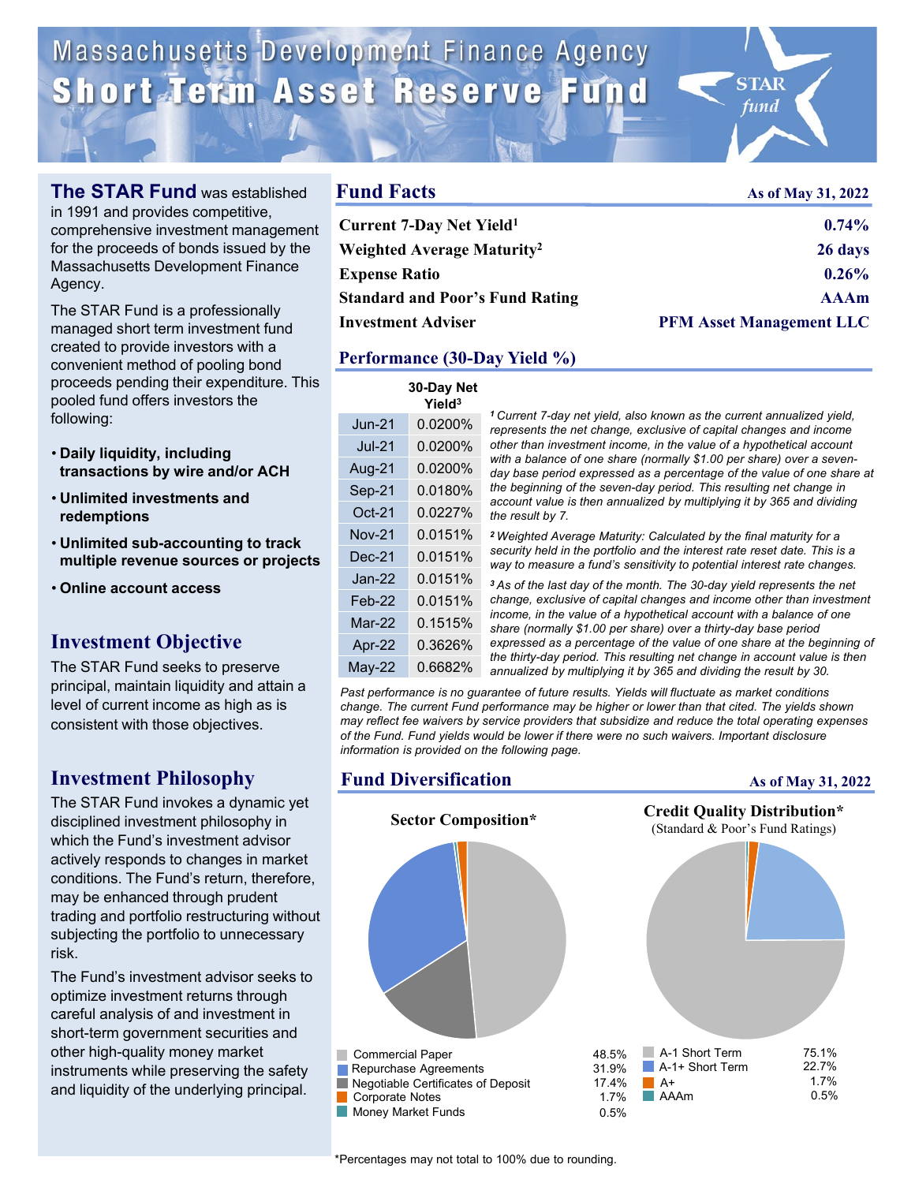# Massachusetts Development Finance Agency

# Short Term Asset Reserve Fund

**The STAR Fund** was established in 1991 and provides competitive, comprehensive investment management for the proceeds of bonds issued by the Massachusetts Development Finance Agency.

The STAR Fund is a professionally managed short term investment fund created to provide investors with a convenient method of pooling bond proceeds pending their expenditure. This pooled fund offers investors the following:

- **Daily liquidity, including transactions by wire and/or ACH**
- **Unlimited investments and redemptions**
- **Unlimited sub-accounting to track multiple revenue sources or projects**
- **Online account access**

## Investment Objective

The STAR Fund seeks to preserve principal, maintain liquidity and attain a level of current income as high as is consistent with those objectives.

## Investment Philosophy

The STAR Fund invokes a dynamic yet disciplined investment philosophy in which the Fund's investment advisor actively responds to changes in market conditions. The Fund's return, therefore, may be enhanced through prudent trading and portfolio restructuring without subjecting the portfolio to unnecessary risk.

The Fund's investment advisor seeks to optimize investment returns through careful analysis of and investment in short-term government securities and other high-quality money market instruments while preserving the safety and liquidity of the underlying principal.

## Fund Facts

**As of May 31, 2022**

| | |
|---|---|
| **Current 7-Day Net Yield[1]** | **0.74%** |
| **Weighted Average Maturity[2]** | **26 days** |
| **Expense Ratio** | **0.26%** |
| **Standard and Poor's Fund Rating** | **AAAm** |
| **Investment Adviser** | **PFM Asset Management LLC** |

## Performance (30-Day Yield %)

| | 30-Day Net Yield[3] |
|---|---|
| Jun-21 | 0.0200% |
| Jul-21 | 0.0200% |
| Aug-21 | 0.0200% |
| Sep-21 | 0.0180% |
| Oct-21 | 0.0227% |
| Nov-21 | 0.0151% |
| Dec-21 | 0.0151% |
| Jan-22 | 0.0151% |
| Feb-22 | 0.0151% |
| Mar-22 | 0.1515% |
| Apr-22 | 0.3626% |
| May-22 | 0.6682% |

*[1] Current 7-day net yield, also known as the current annualized yield, represents the net change, exclusive of capital changes and income other than investment income, in the value of a hypothetical account with a balance of one share (normally $1.00 per share) over a seven-day base period expressed as a percentage of the value of one share at the beginning of the seven-day period. This resulting net change in account value is then annualized by multiplying it by 365 and dividing the result by 7.*

*[2] Weighted Average Maturity: Calculated by the final maturity for a security held in the portfolio and the interest rate reset date. This is a way to measure a fund's sensitivity to potential interest rate changes.*

*[3] As of the last day of the month. The 30-day yield represents the net change, exclusive of capital changes and income other than investment income, in the value of a hypothetical account with a balance of one share (normally $1.00 per share) over a thirty-day base period expressed as a percentage of the value of one share at the beginning of the thirty-day period. This resulting net change in account value is then annualized by multiplying it by 365 and dividing the result by 30.*

*Past performance is no guarantee of future results. Yields will fluctuate as market conditions change. The current Fund performance may be higher or lower than that cited. The yields shown may reflect fee waivers by service providers that subsidize and reduce the total operating expenses of the Fund. Fund yields would be lower if there were no such waivers. Important disclosure information is provided on the following page.*

## Fund Diversification

**As of May 31, 2022**

### Sector Composition*

| Sector | % |
|---|---|
| Commercial Paper | 48.5% |
| Repurchase Agreements | 31.9% |
| Negotiable Certificates of Deposit | 17.4% |
| Corporate Notes | 1.7% |
| Money Market Funds | 0.5% |

### Credit Quality Distribution*

(Standard & Poor's Fund Ratings)

| Rating | % |
|---|---|
| A-1 Short Term | 75.1% |
| A-1+ Short Term | 22.7% |
| A+ | 1.7% |
| AAAm | 0.5% |

*Percentages may not total to 100% due to rounding.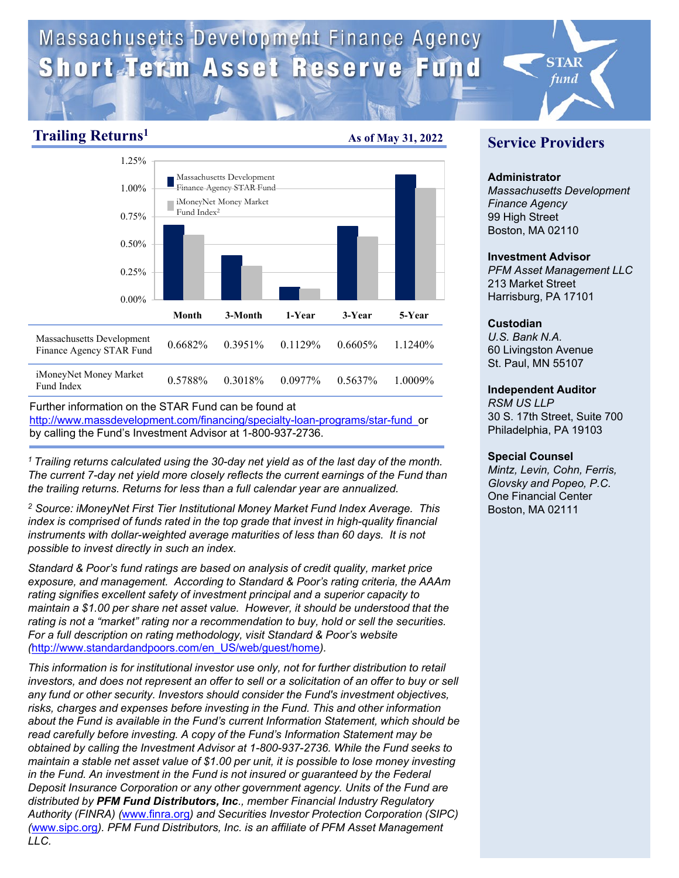# Massachusetts Development Finance Agency
# Short Term Asset Reserve Fund

STAR fund

## Trailing Returns[1]

**As of May 31, 2022**

1.25%
1.00%
0.75%
0.50%
0.25%
0.00%

Massachusetts Development Finance Agency STAR Fund
iMoneyNet Money Market Fund Index[2]

| | Month | 3-Month | 1-Year | 3-Year | 5-Year |
|---|---|---|---|---|---|
| Massachusetts Development Finance Agency STAR Fund | 0.6682% | 0.3951% | 0.1129% | 0.6605% | 1.1240% |
| iMoneyNet Money Market Fund Index | 0.5788% | 0.3018% | 0.0977% | 0.5637% | 1.0009% |

Further information on the STAR Fund can be found at http://www.massdevelopment.com/financing/specialty-loan-programs/star-fund or by calling the Fund's Investment Advisor at 1-800-937-2736.

*[1] Trailing returns calculated using the 30-day net yield as of the last day of the month. The current 7-day net yield more closely reflects the current earnings of the Fund than the trailing returns. Returns for less than a full calendar year are annualized.*

*[2] Source: iMoneyNet First Tier Institutional Money Market Fund Index Average. This index is comprised of funds rated in the top grade that invest in high-quality financial instruments with dollar-weighted average maturities of less than 60 days. It is not possible to invest directly in such an index.*

*Standard & Poor's fund ratings are based on analysis of credit quality, market price exposure, and management. According to Standard & Poor's rating criteria, the AAAm rating signifies excellent safety of investment principal and a superior capacity to maintain a $1.00 per share net asset value. However, it should be understood that the rating is not a "market" rating nor a recommendation to buy, hold or sell the securities. For a full description on rating methodology, visit Standard & Poor's website (http://www.standardandpoors.com/en_US/web/guest/home).*

*This information is for institutional investor use only, not for further distribution to retail investors, and does not represent an offer to sell or a solicitation of an offer to buy or sell any fund or other security. Investors should consider the Fund's investment objectives, risks, charges and expenses before investing in the Fund. This and other information about the Fund is available in the Fund's current Information Statement, which should be read carefully before investing. A copy of the Fund's Information Statement may be obtained by calling the Investment Advisor at 1-800-937-2736. While the Fund seeks to maintain a stable net asset value of $1.00 per unit, it is possible to lose money investing in the Fund. An investment in the Fund is not insured or guaranteed by the Federal Deposit Insurance Corporation or any other government agency. Units of the Fund are distributed by **PFM Fund Distributors, Inc**., member Financial Industry Regulatory Authority (FINRA) (www.finra.org) and Securities Investor Protection Corporation (SIPC) (www.sipc.org). PFM Fund Distributors, Inc. is an affiliate of PFM Asset Management LLC.*

## Service Providers

**Administrator**
*Massachusetts Development Finance Agency*
99 High Street
Boston, MA 02110

**Investment Advisor**
*PFM Asset Management LLC*
213 Market Street
Harrisburg, PA 17101

**Custodian**
*U.S. Bank N.A.*
60 Livingston Avenue
St. Paul, MN 55107

**Independent Auditor**
*RSM US LLP*
30 S. 17th Street, Suite 700
Philadelphia, PA 19103

**Special Counsel**
*Mintz, Levin, Cohn, Ferris, Glovsky and Popeo, P.C.*
One Financial Center
Boston, MA 02111